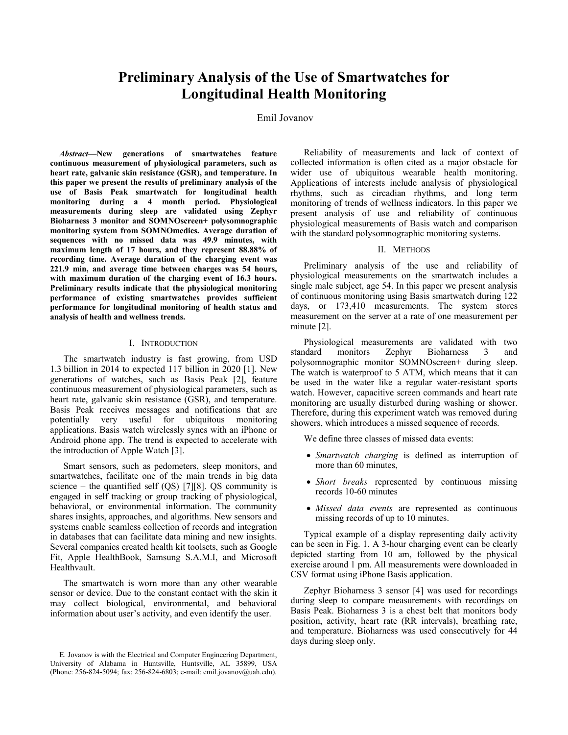# Preliminary Analysis of the Use of Smartwatches for Longitudinal Health Monitoring

Emil Jovanov

***Abstract*—New generations of smartwatches feature continuous measurement of physiological parameters, such as heart rate, galvanic skin resistance (GSR), and temperature. In this paper we present the results of preliminary analysis of the use of Basis Peak smartwatch for longitudinal health monitoring during a 4 month period. Physiological measurements during sleep are validated using Zephyr Bioharness 3 monitor and SOMNOscreen+ polysomnographic monitoring system from SOMNOmedics. Average duration of sequences with no missed data was 49.9 minutes, with maximum length of 17 hours, and they represent 88.88% of recording time. Average duration of the charging event was 221.9 min, and average time between charges was 54 hours, with maximum duration of the charging event of 16.3 hours. Preliminary results indicate that the physiological monitoring performance of existing smartwatches provides sufficient performance for longitudinal monitoring of health status and analysis of health and wellness trends.**

## I. Introduction

The smartwatch industry is fast growing, from USD 1.3 billion in 2014 to expected 117 billion in 2020 [1]. New generations of watches, such as Basis Peak [2], feature continuous measurement of physiological parameters, such as heart rate, galvanic skin resistance (GSR), and temperature. Basis Peak receives messages and notifications that are potentially very useful for ubiquitous monitoring applications. Basis watch wirelessly syncs with an iPhone or Android phone app. The trend is expected to accelerate with the introduction of Apple Watch [3].

Smart sensors, such as pedometers, sleep monitors, and smartwatches, facilitate one of the main trends in big data science – the quantified self (QS) [7][8]. QS community is engaged in self tracking or group tracking of physiological, behavioral, or environmental information. The community shares insights, approaches, and algorithms. New sensors and systems enable seamless collection of records and integration in databases that can facilitate data mining and new insights. Several companies created health kit toolsets, such as Google Fit, Apple HealthBook, Samsung S.A.M.I, and Microsoft Healthvault.

The smartwatch is worn more than any other wearable sensor or device. Due to the constant contact with the skin it may collect biological, environmental, and behavioral information about user's activity, and even identify the user.

Reliability of measurements and lack of context of collected information is often cited as a major obstacle for wider use of ubiquitous wearable health monitoring. Applications of interests include analysis of physiological rhythms, such as circadian rhythms, and long term monitoring of trends of wellness indicators. In this paper we present analysis of use and reliability of continuous physiological measurements of Basis watch and comparison with the standard polysomnographic monitoring systems.

## II. Methods

Preliminary analysis of the use and reliability of physiological measurements on the smartwatch includes a single male subject, age 54. In this paper we present analysis of continuous monitoring using Basis smartwatch during 122 days, or 173,410 measurements. The system stores measurement on the server at a rate of one measurement per minute [2].

Physiological measurements are validated with two standard monitors Zephyr Bioharness 3 and polysomnographic monitor SOMNOscreen+ during sleep. The watch is waterproof to 5 ATM, which means that it can be used in the water like a regular water-resistant sports watch. However, capacitive screen commands and heart rate monitoring are usually disturbed during washing or shower. Therefore, during this experiment watch was removed during showers, which introduces a missed sequence of records.

We define three classes of missed data events:

- *Smartwatch charging* is defined as interruption of more than 60 minutes,
- *Short breaks* represented by continuous missing records 10-60 minutes
- *Missed data events* are represented as continuous missing records of up to 10 minutes.

Typical example of a display representing daily activity can be seen in Fig. 1. A 3-hour charging event can be clearly depicted starting from 10 am, followed by the physical exercise around 1 pm. All measurements were downloaded in CSV format using iPhone Basis application.

Zephyr Bioharness 3 sensor [4] was used for recordings during sleep to compare measurements with recordings on Basis Peak. Bioharness 3 is a chest belt that monitors body position, activity, heart rate (RR intervals), breathing rate, and temperature. Bioharness was used consecutively for 44 days during sleep only.

E. Jovanov is with the Electrical and Computer Engineering Department, University of Alabama in Huntsville, Huntsville, AL 35899, USA (Phone: 256-824-5094; fax: 256-824-6803; e-mail: emil.jovanov@uah.edu).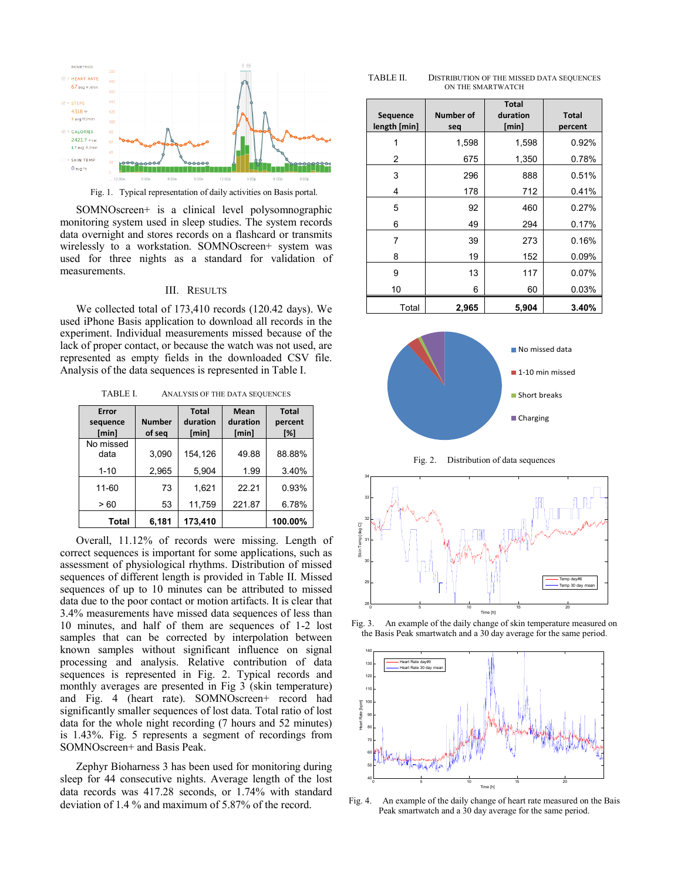Fig. 1. Typical representation of daily activities on Basis portal.

SOMNOscreen+ is a clinical level polysomnographic monitoring system used in sleep studies. The system records data overnight and stores records on a flashcard or transmits wirelessly to a workstation. SOMNOscreen+ system was used for three nights as a standard for validation of measurements.

## III. Results

We collected total of 173,410 records (120.42 days). We used iPhone Basis application to download all records in the experiment. Individual measurements missed because of the lack of proper contact, or because the watch was not used, are represented as empty fields in the downloaded CSV file. Analysis of the data sequences is represented in Table I.

TABLE I. Analysis of the data sequences

| Error sequence [min] | Number of seq | Total duration [min] | Mean duration [min] | Total percent [%] |
|---|---|---|---|---|
| No missed data | 3,090 | 154,126 | 49.88 | 88.88% |
| 1-10 | 2,965 | 5,904 | 1.99 | 3.40% |
| 11-60 | 73 | 1,621 | 22.21 | 0.93% |
| > 60 | 53 | 11,759 | 221.87 | 6.78% |
| **Total** | **6,181** | **173,410** | | **100.00%** |

Overall, 11.12% of records were missing. Length of correct sequences is important for some applications, such as assessment of physiological rhythms. Distribution of missed sequences of different length is provided in Table II. Missed sequences of up to 10 minutes can be attributed to missed data due to the poor contact or motion artifacts. It is clear that 3.4% measurements have missed data sequences of less than 10 minutes, and half of them are sequences of 1-2 lost samples that can be corrected by interpolation between known samples without significant influence on signal processing and analysis. Relative contribution of data sequences is represented in Fig. 2. Typical records and monthly averages are presented in Fig 3 (skin temperature) and Fig. 4 (heart rate). SOMNOscreen+ record had significantly smaller sequences of lost data. Total ratio of lost data for the whole night recording (7 hours and 52 minutes) is 1.43%. Fig. 5 represents a segment of recordings from SOMNOscreen+ and Basis Peak.

Zephyr Bioharness 3 has been used for monitoring during sleep for 44 consecutive nights. Average length of the lost data records was 417.28 seconds, or 1.74% with standard deviation of 1.4 % and maximum of 5.87% of the record.

TABLE II. Distribution of the missed data sequences on the smartwatch

| Sequence length [min] | Number of seq | Total duration [min] | Total percent |
|---|---|---|---|
| 1 | 1,598 | 1,598 | 0.92% |
| 2 | 675 | 1,350 | 0.78% |
| 3 | 296 | 888 | 0.51% |
| 4 | 178 | 712 | 0.41% |
| 5 | 92 | 460 | 0.27% |
| 6 | 49 | 294 | 0.17% |
| 7 | 39 | 273 | 0.16% |
| 8 | 19 | 152 | 0.09% |
| 9 | 13 | 117 | 0.07% |
| 10 | 6 | 60 | 0.03% |
| Total | **2,965** | **5,904** | **3.40%** |

Fig. 2. Distribution of data sequences

Fig. 3. An example of the daily change of skin temperature measured on the Basis Peak smartwatch and a 30 day average for the same period.

Fig. 4. An example of the daily change of heart rate measured on the Bais Peak smartwatch and a 30 day average for the same period.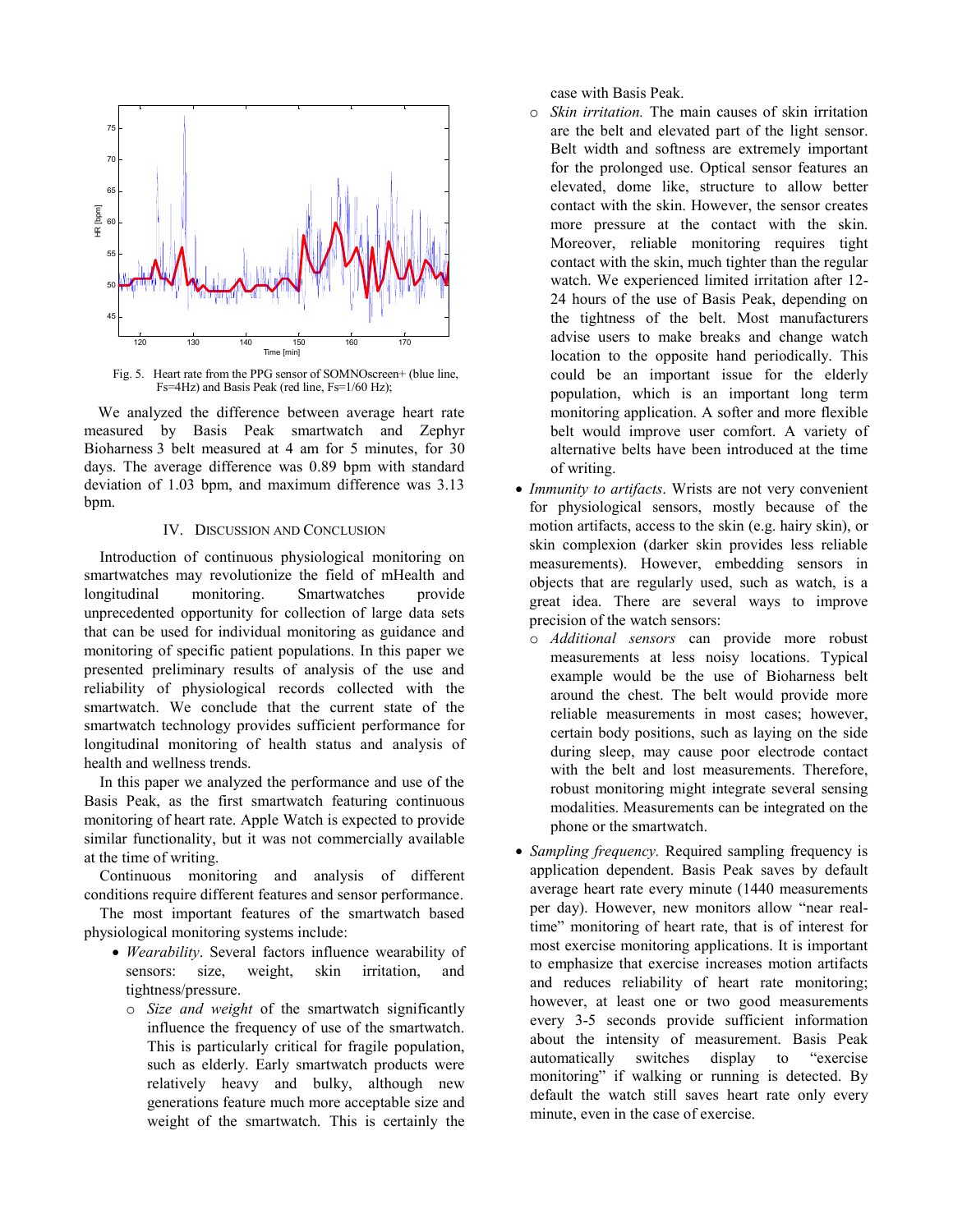Fig. 5. Heart rate from the PPG sensor of SOMNOscreen+ (blue line, Fs=4Hz) and Basis Peak (red line, Fs=1/60 Hz);

We analyzed the difference between average heart rate measured by Basis Peak smartwatch and Zephyr Bioharness 3 belt measured at 4 am for 5 minutes, for 30 days. The average difference was 0.89 bpm with standard deviation of 1.03 bpm, and maximum difference was 3.13 bpm.

## IV. Discussion and Conclusion

Introduction of continuous physiological monitoring on smartwatches may revolutionize the field of mHealth and longitudinal monitoring. Smartwatches provide unprecedented opportunity for collection of large data sets that can be used for individual monitoring as guidance and monitoring of specific patient populations. In this paper we presented preliminary results of analysis of the use and reliability of physiological records collected with the smartwatch. We conclude that the current state of the smartwatch technology provides sufficient performance for longitudinal monitoring of health status and analysis of health and wellness trends.

In this paper we analyzed the performance and use of the Basis Peak, as the first smartwatch featuring continuous monitoring of heart rate. Apple Watch is expected to provide similar functionality, but it was not commercially available at the time of writing.

Continuous monitoring and analysis of different conditions require different features and sensor performance.

The most important features of the smartwatch based physiological monitoring systems include:

- *Wearability*. Several factors influence wearability of sensors: size, weight, skin irritation, and tightness/pressure.
  - *Size and weight* of the smartwatch significantly influence the frequency of use of the smartwatch. This is particularly critical for fragile population, such as elderly. Early smartwatch products were relatively heavy and bulky, although new generations feature much more acceptable size and weight of the smartwatch. This is certainly the case with Basis Peak.
  - *Skin irritation.* The main causes of skin irritation are the belt and elevated part of the light sensor. Belt width and softness are extremely important for the prolonged use. Optical sensor features an elevated, dome like, structure to allow better contact with the skin. However, the sensor creates more pressure at the contact with the skin. Moreover, reliable monitoring requires tight contact with the skin, much tighter than the regular watch. We experienced limited irritation after 12-24 hours of the use of Basis Peak, depending on the tightness of the belt. Most manufacturers advise users to make breaks and change watch location to the opposite hand periodically. This could be an important issue for the elderly population, which is an important long term monitoring application. A softer and more flexible belt would improve user comfort. A variety of alternative belts have been introduced at the time of writing.
- *Immunity to artifacts*. Wrists are not very convenient for physiological sensors, mostly because of the motion artifacts, access to the skin (e.g. hairy skin), or skin complexion (darker skin provides less reliable measurements). However, embedding sensors in objects that are regularly used, such as watch, is a great idea. There are several ways to improve precision of the watch sensors:
  - *Additional sensors* can provide more robust measurements at less noisy locations. Typical example would be the use of Bioharness belt around the chest. The belt would provide more reliable measurements in most cases; however, certain body positions, such as laying on the side during sleep, may cause poor electrode contact with the belt and lost measurements. Therefore, robust monitoring might integrate several sensing modalities. Measurements can be integrated on the phone or the smartwatch.
- *Sampling frequency*. Required sampling frequency is application dependent. Basis Peak saves by default average heart rate every minute (1440 measurements per day). However, new monitors allow "near real-time" monitoring of heart rate, that is of interest for most exercise monitoring applications. It is important to emphasize that exercise increases motion artifacts and reduces reliability of heart rate monitoring; however, at least one or two good measurements every 3-5 seconds provide sufficient information about the intensity of measurement. Basis Peak automatically switches display to "exercise monitoring" if walking or running is detected. By default the watch still saves heart rate only every minute, even in the case of exercise.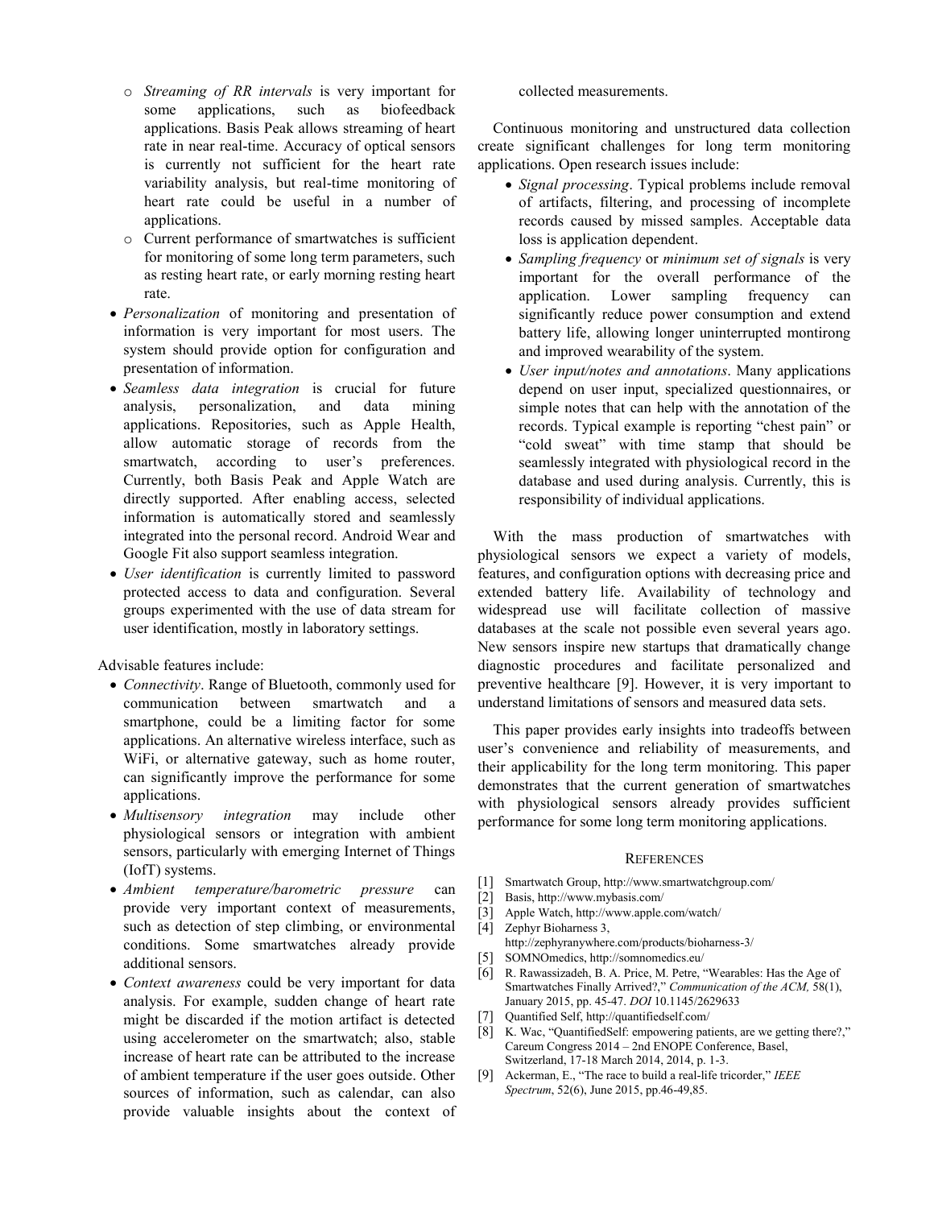- *Streaming of RR intervals* is very important for some applications, such as biofeedback applications. Basis Peak allows streaming of heart rate in near real-time. Accuracy of optical sensors is currently not sufficient for the heart rate variability analysis, but real-time monitoring of heart rate could be useful in a number of applications.
    - Current performance of smartwatches is sufficient for monitoring of some long term parameters, such as resting heart rate, or early morning resting heart rate.
- *Personalization* of monitoring and presentation of information is very important for most users. The system should provide option for configuration and presentation of information.
- *Seamless data integration* is crucial for future analysis, personalization, and data mining applications. Repositories, such as Apple Health, allow automatic storage of records from the smartwatch, according to user's preferences. Currently, both Basis Peak and Apple Watch are directly supported. After enabling access, selected information is automatically stored and seamlessly integrated into the personal record. Android Wear and Google Fit also support seamless integration.
- *User identification* is currently limited to password protected access to data and configuration. Several groups experimented with the use of data stream for user identification, mostly in laboratory settings.

Advisable features include:

- *Connectivity*. Range of Bluetooth, commonly used for communication between smartwatch and a smartphone, could be a limiting factor for some applications. An alternative wireless interface, such as WiFi, or alternative gateway, such as home router, can significantly improve the performance for some applications.
- *Multisensory integration* may include other physiological sensors or integration with ambient sensors, particularly with emerging Internet of Things (IofT) systems.
- *Ambient temperature/barometric pressure* can provide very important context of measurements, such as detection of step climbing, or environmental conditions. Some smartwatches already provide additional sensors.
- *Context awareness* could be very important for data analysis. For example, sudden change of heart rate might be discarded if the motion artifact is detected using accelerometer on the smartwatch; also, stable increase of heart rate can be attributed to the increase of ambient temperature if the user goes outside. Other sources of information, such as calendar, can also provide valuable insights about the context of collected measurements.

Continuous monitoring and unstructured data collection create significant challenges for long term monitoring applications. Open research issues include:

- *Signal processing*. Typical problems include removal of artifacts, filtering, and processing of incomplete records caused by missed samples. Acceptable data loss is application dependent.
- *Sampling frequency* or *minimum set of signals* is very important for the overall performance of the application. Lower sampling frequency can significantly reduce power consumption and extend battery life, allowing longer uninterrupted montirong and improved wearability of the system.
- *User input/notes and annotations*. Many applications depend on user input, specialized questionnaires, or simple notes that can help with the annotation of the records. Typical example is reporting "chest pain" or "cold sweat" with time stamp that should be seamlessly integrated with physiological record in the database and used during analysis. Currently, this is responsibility of individual applications.

With the mass production of smartwatches with physiological sensors we expect a variety of models, features, and configuration options with decreasing price and extended battery life. Availability of technology and widespread use will facilitate collection of massive databases at the scale not possible even several years ago. New sensors inspire new startups that dramatically change diagnostic procedures and facilitate personalized and preventive healthcare [9]. However, it is very important to understand limitations of sensors and measured data sets.

This paper provides early insights into tradeoffs between user's convenience and reliability of measurements, and their applicability for the long term monitoring. This paper demonstrates that the current generation of smartwatches with physiological sensors already provides sufficient performance for some long term monitoring applications.

## References

[1] Smartwatch Group, http://www.smartwatchgroup.com/
[2] Basis, http://www.mybasis.com/
[3] Apple Watch, http://www.apple.com/watch/
[4] Zephyr Bioharness 3, http://zephyranywhere.com/products/bioharness-3/
[5] SOMNOmedics, http://somnomedics.eu/
[6] R. Rawassizadeh, B. A. Price, M. Petre, "Wearables: Has the Age of Smartwatches Finally Arrived?," *Communication of the ACM,* 58(1), January 2015, pp. 45-47. *DOI* 10.1145/2629633
[7] Quantified Self, http://quantifiedself.com/
[8] K. Wac, "QuantifiedSelf: empowering patients, are we getting there?," Careum Congress 2014 – 2nd ENOPE Conference, Basel, Switzerland, 17-18 March 2014, 2014, p. 1-3.
[9] Ackerman, E., "The race to build a real-life tricorder," *IEEE Spectrum*, 52(6), June 2015, pp.46-49,85.